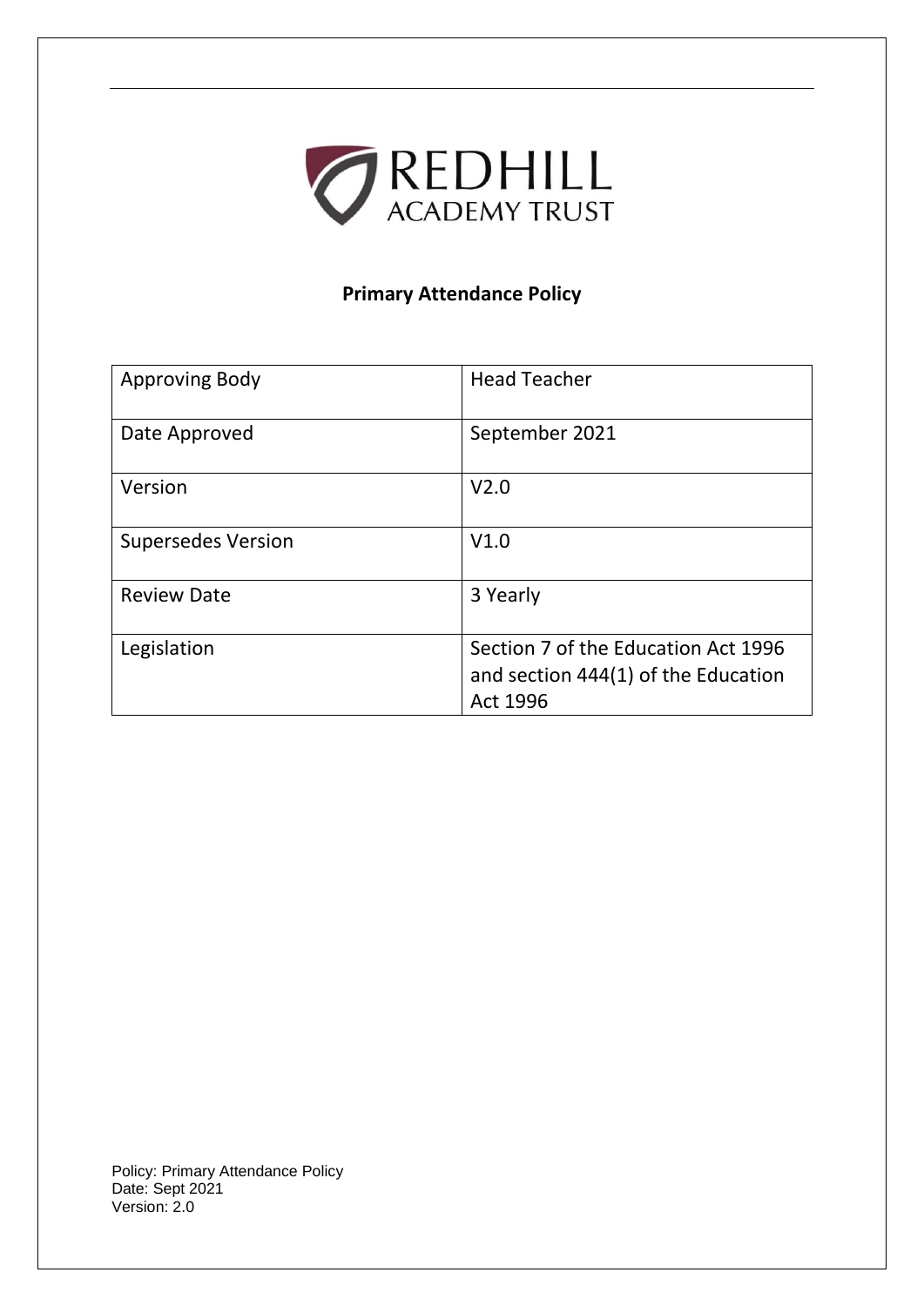REDHILL
ACADEMY TRUST

**Primary Attendance Policy**

| Approving Body | Head Teacher |
| --- | --- |
| Date Approved | September 2021 |
| Version | V2.0 |
| Supersedes Version | V1.0 |
| Review Date | 3 Yearly |
| Legislation | Section 7 of the Education Act 1996 and section 444(1) of the Education Act 1996 |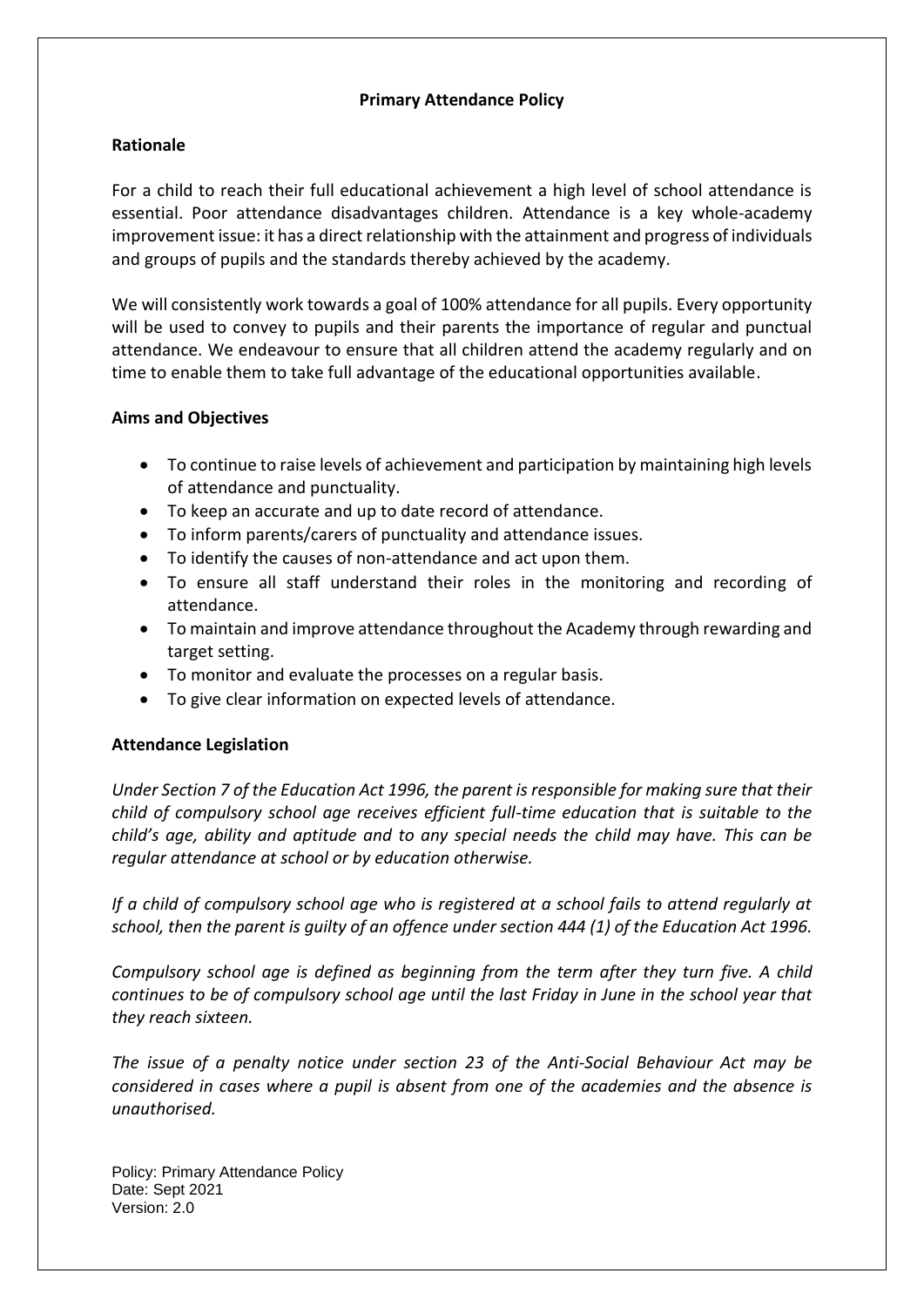**Primary Attendance Policy**

**Rationale**

For a child to reach their full educational achievement a high level of school attendance is essential. Poor attendance disadvantages children. Attendance is a key whole-academy improvement issue: it has a direct relationship with the attainment and progress of individuals and groups of pupils and the standards thereby achieved by the academy.

We will consistently work towards a goal of 100% attendance for all pupils. Every opportunity will be used to convey to pupils and their parents the importance of regular and punctual attendance. We endeavour to ensure that all children attend the academy regularly and on time to enable them to take full advantage of the educational opportunities available.

**Aims and Objectives**

- To continue to raise levels of achievement and participation by maintaining high levels of attendance and punctuality.
- To keep an accurate and up to date record of attendance.
- To inform parents/carers of punctuality and attendance issues.
- To identify the causes of non-attendance and act upon them.
- To ensure all staff understand their roles in the monitoring and recording of attendance.
- To maintain and improve attendance throughout the Academy through rewarding and target setting.
- To monitor and evaluate the processes on a regular basis.
- To give clear information on expected levels of attendance.

**Attendance Legislation**

*Under Section 7 of the Education Act 1996, the parent is responsible for making sure that their child of compulsory school age receives efficient full-time education that is suitable to the child's age, ability and aptitude and to any special needs the child may have. This can be regular attendance at school or by education otherwise.*

*If a child of compulsory school age who is registered at a school fails to attend regularly at school, then the parent is guilty of an offence under section 444 (1) of the Education Act 1996.*

*Compulsory school age is defined as beginning from the term after they turn five. A child continues to be of compulsory school age until the last Friday in June in the school year that they reach sixteen.*

*The issue of a penalty notice under section 23 of the Anti-Social Behaviour Act may be considered in cases where a pupil is absent from one of the academies and the absence is unauthorised.*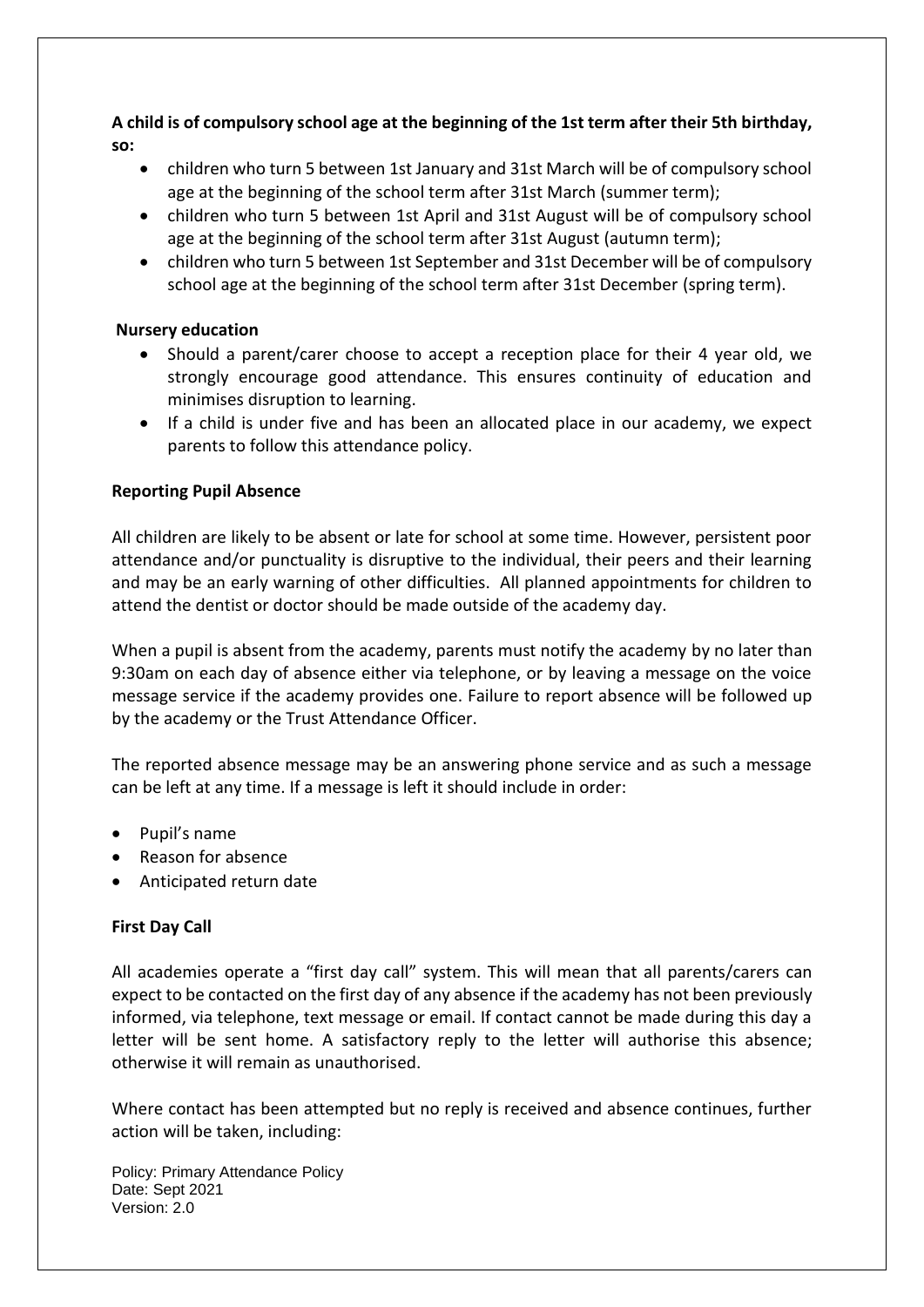**A child is of compulsory school age at the beginning of the 1st term after their 5th birthday, so:**

- children who turn 5 between 1st January and 31st March will be of compulsory school age at the beginning of the school term after 31st March (summer term);
- children who turn 5 between 1st April and 31st August will be of compulsory school age at the beginning of the school term after 31st August (autumn term);
- children who turn 5 between 1st September and 31st December will be of compulsory school age at the beginning of the school term after 31st December (spring term).

**Nursery education**

- Should a parent/carer choose to accept a reception place for their 4 year old, we strongly encourage good attendance. This ensures continuity of education and minimises disruption to learning.
- If a child is under five and has been an allocated place in our academy, we expect parents to follow this attendance policy.

**Reporting Pupil Absence**

All children are likely to be absent or late for school at some time. However, persistent poor attendance and/or punctuality is disruptive to the individual, their peers and their learning and may be an early warning of other difficulties. All planned appointments for children to attend the dentist or doctor should be made outside of the academy day.

When a pupil is absent from the academy, parents must notify the academy by no later than 9:30am on each day of absence either via telephone, or by leaving a message on the voice message service if the academy provides one. Failure to report absence will be followed up by the academy or the Trust Attendance Officer.

The reported absence message may be an answering phone service and as such a message can be left at any time. If a message is left it should include in order:

- Pupil's name
- Reason for absence
- Anticipated return date

**First Day Call**

All academies operate a "first day call" system. This will mean that all parents/carers can expect to be contacted on the first day of any absence if the academy has not been previously informed, via telephone, text message or email. If contact cannot be made during this day a letter will be sent home. A satisfactory reply to the letter will authorise this absence; otherwise it will remain as unauthorised.

Where contact has been attempted but no reply is received and absence continues, further action will be taken, including: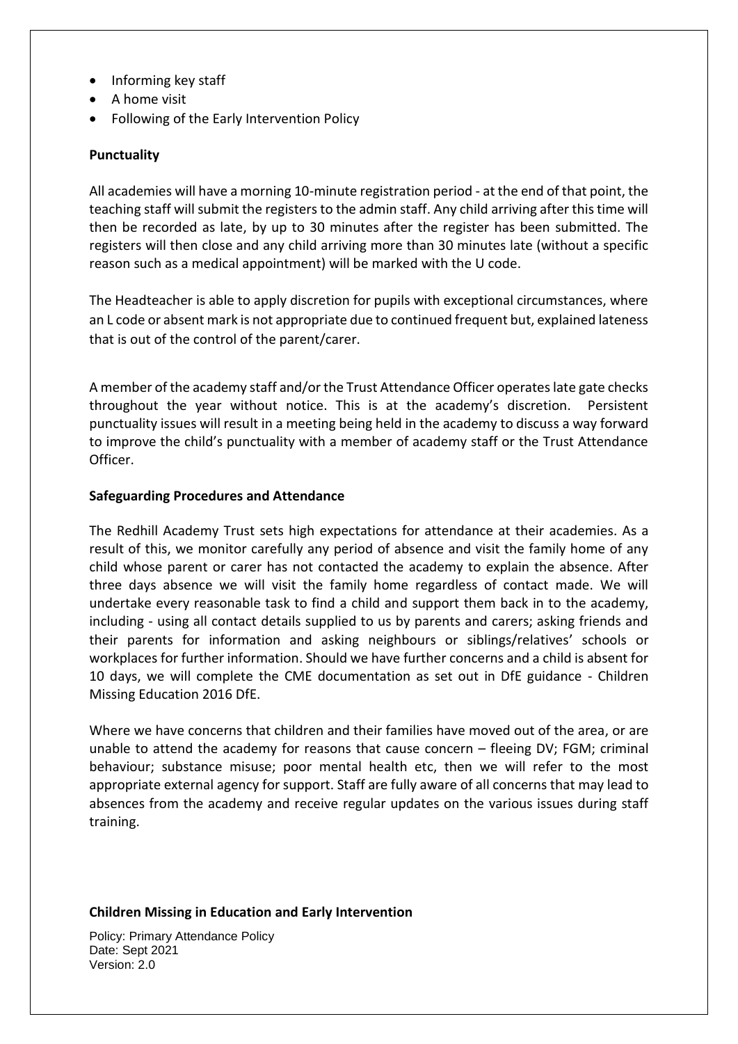- Informing key staff
- A home visit
- Following of the Early Intervention Policy

**Punctuality**

All academies will have a morning 10-minute registration period - at the end of that point, the teaching staff will submit the registers to the admin staff. Any child arriving after this time will then be recorded as late, by up to 30 minutes after the register has been submitted. The registers will then close and any child arriving more than 30 minutes late (without a specific reason such as a medical appointment) will be marked with the U code.

The Headteacher is able to apply discretion for pupils with exceptional circumstances, where an L code or absent mark is not appropriate due to continued frequent but, explained lateness that is out of the control of the parent/carer.

A member of the academy staff and/or the Trust Attendance Officer operates late gate checks throughout the year without notice. This is at the academy's discretion. Persistent punctuality issues will result in a meeting being held in the academy to discuss a way forward to improve the child's punctuality with a member of academy staff or the Trust Attendance Officer.

**Safeguarding Procedures and Attendance**

The Redhill Academy Trust sets high expectations for attendance at their academies. As a result of this, we monitor carefully any period of absence and visit the family home of any child whose parent or carer has not contacted the academy to explain the absence. After three days absence we will visit the family home regardless of contact made. We will undertake every reasonable task to find a child and support them back in to the academy, including - using all contact details supplied to us by parents and carers; asking friends and their parents for information and asking neighbours or siblings/relatives' schools or workplaces for further information. Should we have further concerns and a child is absent for 10 days, we will complete the CME documentation as set out in DfE guidance - Children Missing Education 2016 DfE.

Where we have concerns that children and their families have moved out of the area, or are unable to attend the academy for reasons that cause concern – fleeing DV; FGM; criminal behaviour; substance misuse; poor mental health etc, then we will refer to the most appropriate external agency for support. Staff are fully aware of all concerns that may lead to absences from the academy and receive regular updates on the various issues during staff training.

**Children Missing in Education and Early Intervention**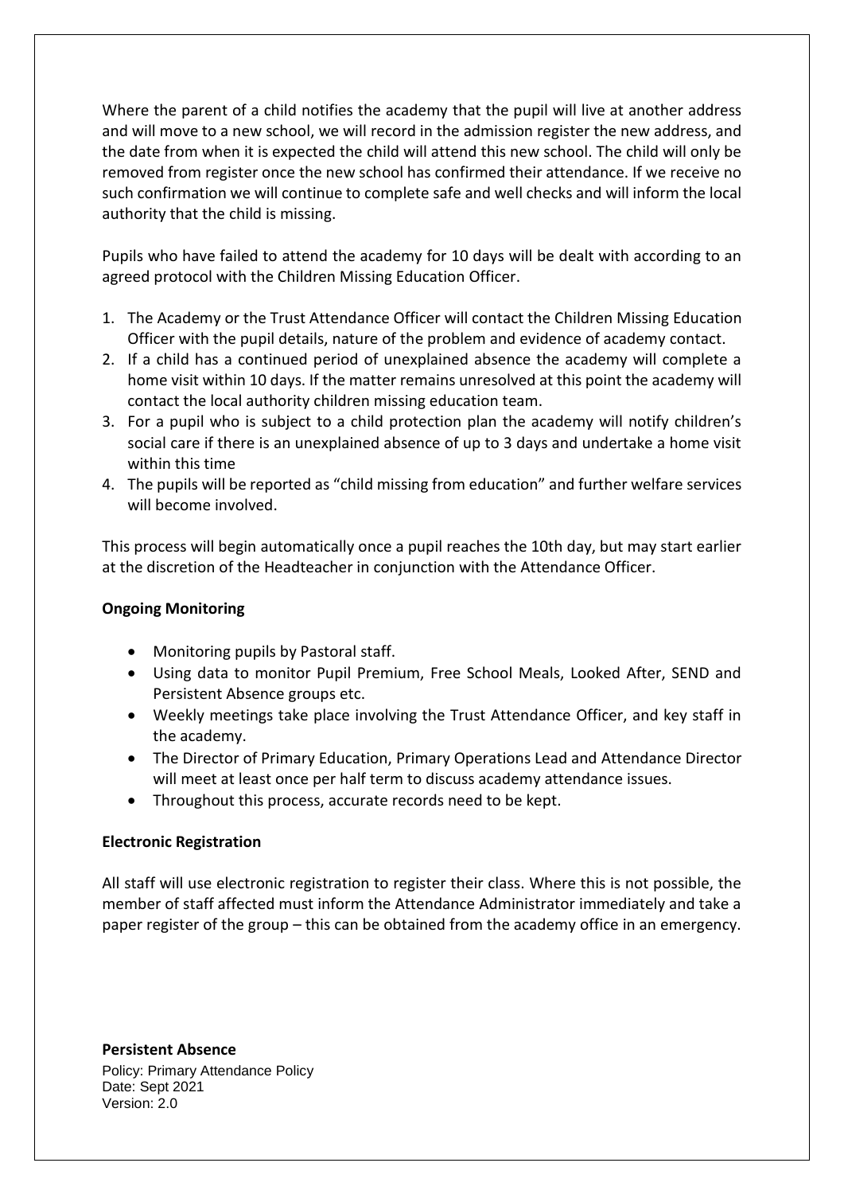Where the parent of a child notifies the academy that the pupil will live at another address and will move to a new school, we will record in the admission register the new address, and the date from when it is expected the child will attend this new school. The child will only be removed from register once the new school has confirmed their attendance. If we receive no such confirmation we will continue to complete safe and well checks and will inform the local authority that the child is missing.

Pupils who have failed to attend the academy for 10 days will be dealt with according to an agreed protocol with the Children Missing Education Officer.

1. The Academy or the Trust Attendance Officer will contact the Children Missing Education Officer with the pupil details, nature of the problem and evidence of academy contact.
2. If a child has a continued period of unexplained absence the academy will complete a home visit within 10 days. If the matter remains unresolved at this point the academy will contact the local authority children missing education team.
3. For a pupil who is subject to a child protection plan the academy will notify children's social care if there is an unexplained absence of up to 3 days and undertake a home visit within this time
4. The pupils will be reported as "child missing from education" and further welfare services will become involved.

This process will begin automatically once a pupil reaches the 10th day, but may start earlier at the discretion of the Headteacher in conjunction with the Attendance Officer.

**Ongoing Monitoring**

- Monitoring pupils by Pastoral staff.
- Using data to monitor Pupil Premium, Free School Meals, Looked After, SEND and Persistent Absence groups etc.
- Weekly meetings take place involving the Trust Attendance Officer, and key staff in the academy.
- The Director of Primary Education, Primary Operations Lead and Attendance Director will meet at least once per half term to discuss academy attendance issues.
- Throughout this process, accurate records need to be kept.

**Electronic Registration**

All staff will use electronic registration to register their class. Where this is not possible, the member of staff affected must inform the Attendance Administrator immediately and take a paper register of the group – this can be obtained from the academy office in an emergency.

**Persistent Absence**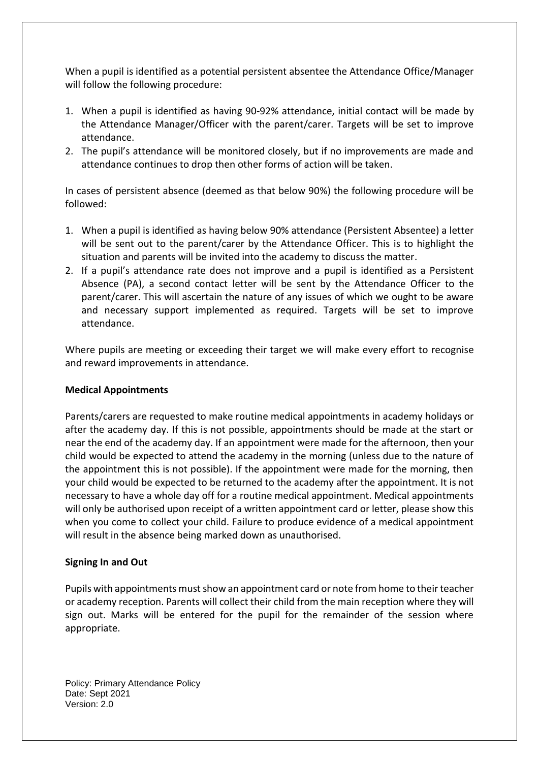When a pupil is identified as a potential persistent absentee the Attendance Office/Manager will follow the following procedure:

1. When a pupil is identified as having 90-92% attendance, initial contact will be made by the Attendance Manager/Officer with the parent/carer. Targets will be set to improve attendance.
2. The pupil's attendance will be monitored closely, but if no improvements are made and attendance continues to drop then other forms of action will be taken.

In cases of persistent absence (deemed as that below 90%) the following procedure will be followed:

1. When a pupil is identified as having below 90% attendance (Persistent Absentee) a letter will be sent out to the parent/carer by the Attendance Officer. This is to highlight the situation and parents will be invited into the academy to discuss the matter.
2. If a pupil's attendance rate does not improve and a pupil is identified as a Persistent Absence (PA), a second contact letter will be sent by the Attendance Officer to the parent/carer. This will ascertain the nature of any issues of which we ought to be aware and necessary support implemented as required. Targets will be set to improve attendance.

Where pupils are meeting or exceeding their target we will make every effort to recognise and reward improvements in attendance.

**Medical Appointments**

Parents/carers are requested to make routine medical appointments in academy holidays or after the academy day. If this is not possible, appointments should be made at the start or near the end of the academy day. If an appointment were made for the afternoon, then your child would be expected to attend the academy in the morning (unless due to the nature of the appointment this is not possible). If the appointment were made for the morning, then your child would be expected to be returned to the academy after the appointment. It is not necessary to have a whole day off for a routine medical appointment. Medical appointments will only be authorised upon receipt of a written appointment card or letter, please show this when you come to collect your child. Failure to produce evidence of a medical appointment will result in the absence being marked down as unauthorised.

**Signing In and Out**

Pupils with appointments must show an appointment card or note from home to their teacher or academy reception. Parents will collect their child from the main reception where they will sign out. Marks will be entered for the pupil for the remainder of the session where appropriate.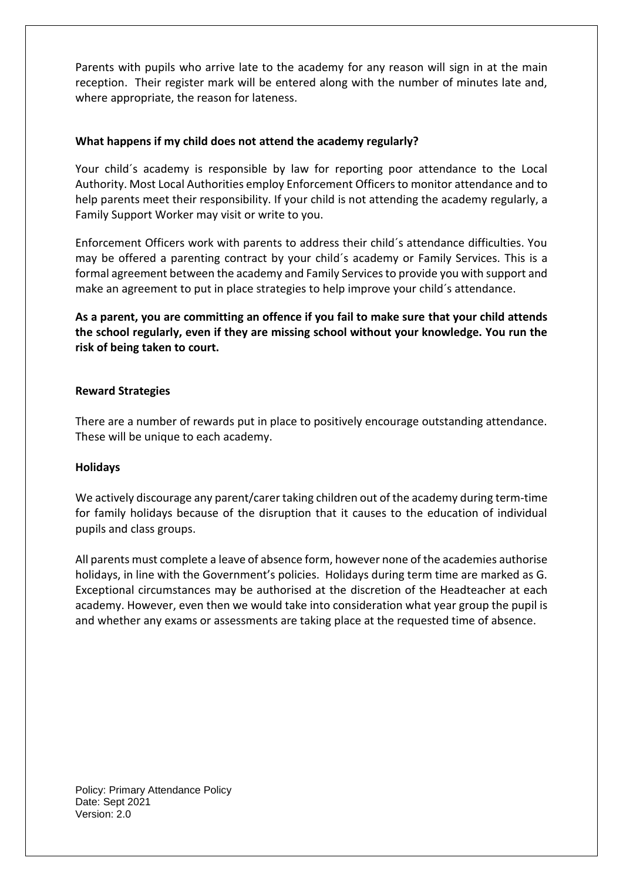Parents with pupils who arrive late to the academy for any reason will sign in at the main reception. Their register mark will be entered along with the number of minutes late and, where appropriate, the reason for lateness.

**What happens if my child does not attend the academy regularly?**

Your child´s academy is responsible by law for reporting poor attendance to the Local Authority. Most Local Authorities employ Enforcement Officers to monitor attendance and to help parents meet their responsibility. If your child is not attending the academy regularly, a Family Support Worker may visit or write to you.

Enforcement Officers work with parents to address their child´s attendance difficulties. You may be offered a parenting contract by your child´s academy or Family Services. This is a formal agreement between the academy and Family Services to provide you with support and make an agreement to put in place strategies to help improve your child´s attendance.

**As a parent, you are committing an offence if you fail to make sure that your child attends the school regularly, even if they are missing school without your knowledge. You run the risk of being taken to court.**

**Reward Strategies**

There are a number of rewards put in place to positively encourage outstanding attendance. These will be unique to each academy.

**Holidays**

We actively discourage any parent/carer taking children out of the academy during term-time for family holidays because of the disruption that it causes to the education of individual pupils and class groups.

All parents must complete a leave of absence form, however none of the academies authorise holidays, in line with the Government's policies. Holidays during term time are marked as G. Exceptional circumstances may be authorised at the discretion of the Headteacher at each academy. However, even then we would take into consideration what year group the pupil is and whether any exams or assessments are taking place at the requested time of absence.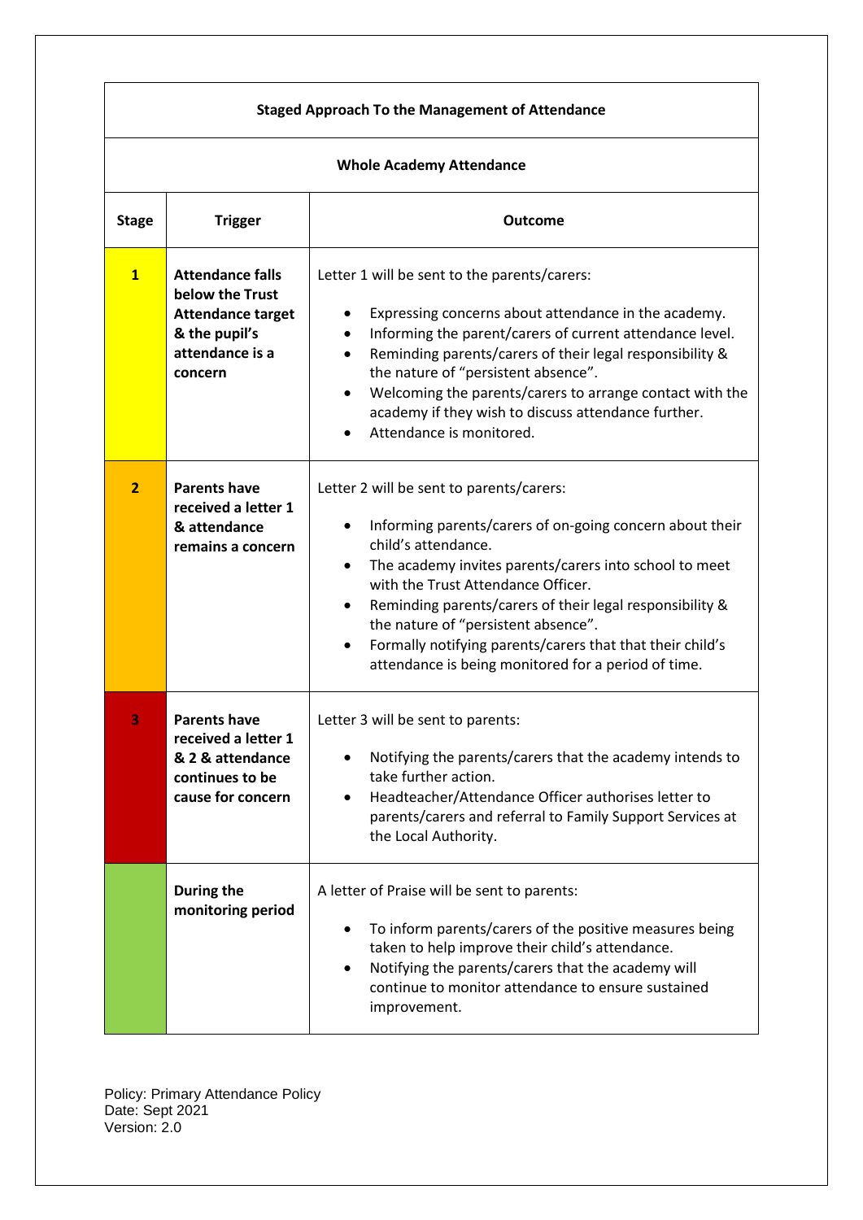| Staged Approach To the Management of Attendance | | |
|---|---|---|
| **Whole Academy Attendance** | | |
| **Stage** | **Trigger** | **Outcome** |
| **1** | **Attendance falls below the Trust Attendance target & the pupil's attendance is a concern** | Letter 1 will be sent to the parents/carers:<br>• Expressing concerns about attendance in the academy.<br>• Informing the parent/carers of current attendance level.<br>• Reminding parents/carers of their legal responsibility & the nature of "persistent absence".<br>• Welcoming the parents/carers to arrange contact with the academy if they wish to discuss attendance further.<br>• Attendance is monitored. |
| **2** | **Parents have received a letter 1 & attendance remains a concern** | Letter 2 will be sent to parents/carers:<br>• Informing parents/carers of on-going concern about their child's attendance.<br>• The academy invites parents/carers into school to meet with the Trust Attendance Officer.<br>• Reminding parents/carers of their legal responsibility & the nature of "persistent absence".<br>• Formally notifying parents/carers that that their child's attendance is being monitored for a period of time. |
| **3** | **Parents have received a letter 1 & 2 & attendance continues to be cause for concern** | Letter 3 will be sent to parents:<br>• Notifying the parents/carers that the academy intends to take further action.<br>• Headteacher/Attendance Officer authorises letter to parents/carers and referral to Family Support Services at the Local Authority. |
| | **During the monitoring period** | A letter of Praise will be sent to parents:<br>• To inform parents/carers of the positive measures being taken to help improve their child's attendance.<br>• Notifying the parents/carers that the academy will continue to monitor attendance to ensure sustained improvement. |

Policy: Primary Attendance Policy
Date: Sept 2021
Version: 2.0